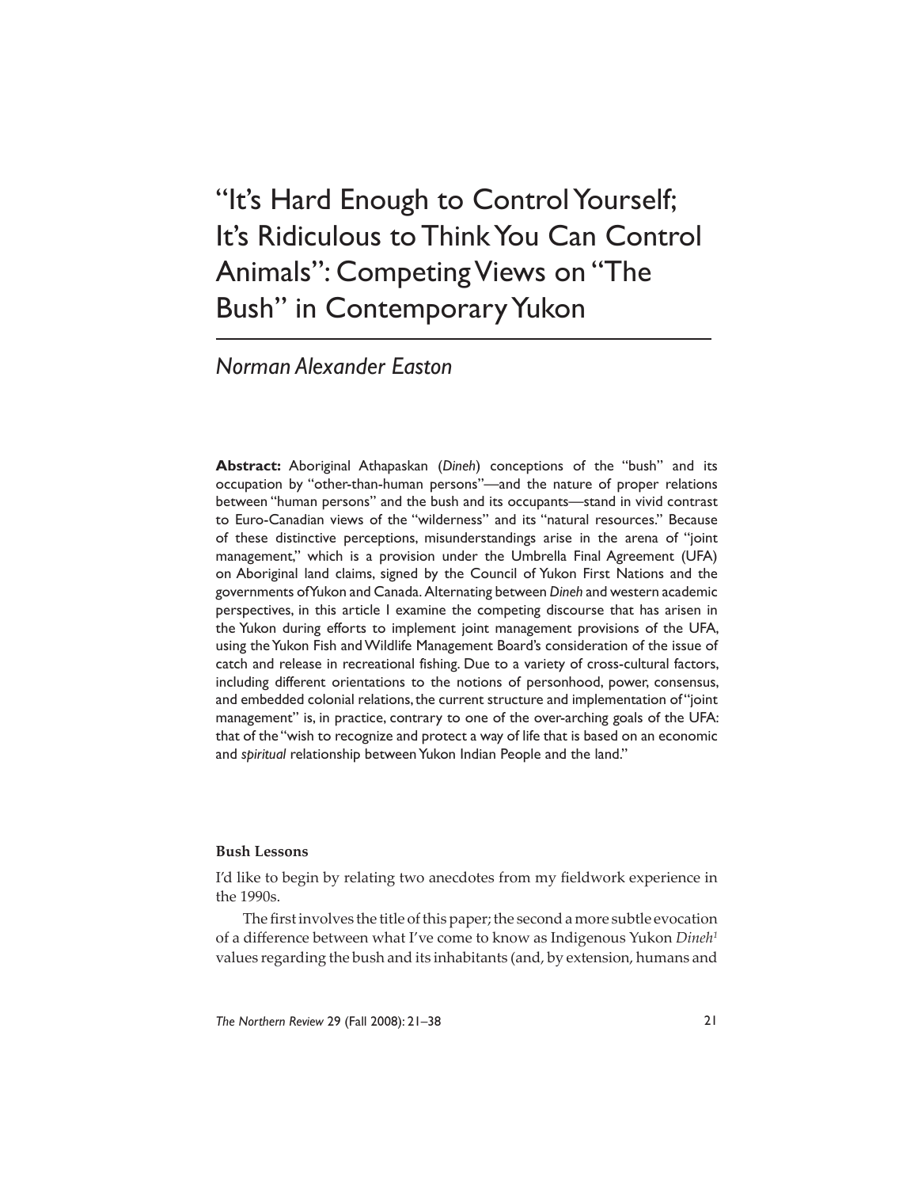# "It's Hard Enough to Control Yourself; It's Ridiculous to Think You Can Control Animals": Competing Views on "The Bush" in Contemporary Yukon

*Norman Alexander Easton*

**Abstract:** Aboriginal Athapaskan (*Dineh*) conceptions of the "bush" and its occupation by "other-than-human persons"—and the nature of proper relations between "human persons" and the bush and its occupants—stand in vivid contrast to Euro-Canadian views of the "wilderness" and its "natural resources." Because of these distinctive perceptions, misunderstandings arise in the arena of "joint management," which is a provision under the Umbrella Final Agreement (UFA) on Aboriginal land claims, signed by the Council of Yukon First Nations and the governments of Yukon and Canada. Alternating between *Dineh* and western academic perspectives, in this article I examine the competing discourse that has arisen in the Yukon during efforts to implement joint management provisions of the UFA, using the Yukon Fish and Wildlife Management Board's consideration of the issue of catch and release in recreational fishing. Due to a variety of cross-cultural factors, including different orientations to the notions of personhood, power, consensus, and embedded colonial relations, the current structure and implementation of "joint management" is, in practice, contrary to one of the over-arching goals of the UFA: that of the "wish to recognize and protect a way of life that is based on an economic and *spiritual* relationship between Yukon Indian People and the land."

**Bush Lessons**

I'd like to begin by relating two anecdotes from my fieldwork experience in the 1990s.

The first involves the title of this paper; the second a more subtle evocation of a difference between what I've come to know as Indigenous Yukon *Dineh*[1] values regarding the bush and its inhabitants (and, by extension, humans and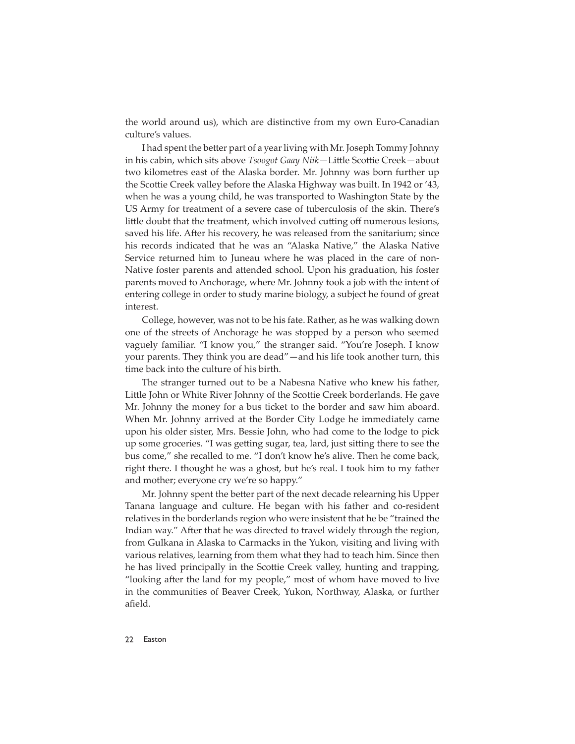the world around us), which are distinctive from my own Euro-Canadian culture's values.

I had spent the better part of a year living with Mr. Joseph Tommy Johnny in his cabin, which sits above *Tsoogot Gaay Niik*—Little Scottie Creek—about two kilometres east of the Alaska border. Mr. Johnny was born further up the Scottie Creek valley before the Alaska Highway was built. In 1942 or '43, when he was a young child, he was transported to Washington State by the US Army for treatment of a severe case of tuberculosis of the skin. There's little doubt that the treatment, which involved cutting off numerous lesions, saved his life. After his recovery, he was released from the sanitarium; since his records indicated that he was an "Alaska Native," the Alaska Native Service returned him to Juneau where he was placed in the care of non-Native foster parents and attended school. Upon his graduation, his foster parents moved to Anchorage, where Mr. Johnny took a job with the intent of entering college in order to study marine biology, a subject he found of great interest.

College, however, was not to be his fate. Rather, as he was walking down one of the streets of Anchorage he was stopped by a person who seemed vaguely familiar. "I know you," the stranger said. "You're Joseph. I know your parents. They think you are dead"—and his life took another turn, this time back into the culture of his birth.

The stranger turned out to be a Nabesna Native who knew his father, Little John or White River Johnny of the Scottie Creek borderlands. He gave Mr. Johnny the money for a bus ticket to the border and saw him aboard. When Mr. Johnny arrived at the Border City Lodge he immediately came upon his older sister, Mrs. Bessie John, who had come to the lodge to pick up some groceries. "I was getting sugar, tea, lard, just sitting there to see the bus come," she recalled to me. "I don't know he's alive. Then he come back, right there. I thought he was a ghost, but he's real. I took him to my father and mother; everyone cry we're so happy."

Mr. Johnny spent the better part of the next decade relearning his Upper Tanana language and culture. He began with his father and co-resident relatives in the borderlands region who were insistent that he be "trained the Indian way." After that he was directed to travel widely through the region, from Gulkana in Alaska to Carmacks in the Yukon, visiting and living with various relatives, learning from them what they had to teach him. Since then he has lived principally in the Scottie Creek valley, hunting and trapping, "looking after the land for my people," most of whom have moved to live in the communities of Beaver Creek, Yukon, Northway, Alaska, or further afield.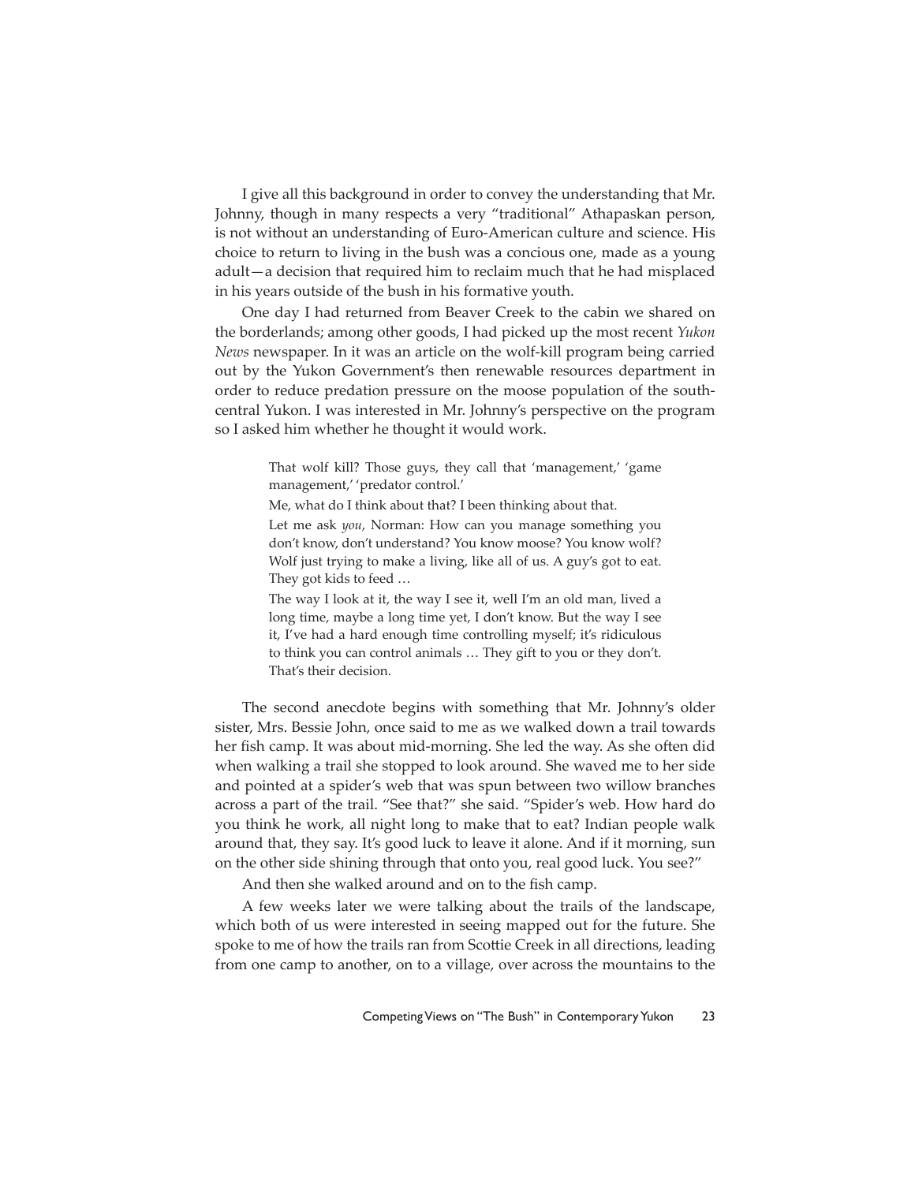I give all this background in order to convey the understanding that Mr. Johnny, though in many respects a very "traditional" Athapaskan person, is not without an understanding of Euro-American culture and science. His choice to return to living in the bush was a concious one, made as a young adult—a decision that required him to reclaim much that he had misplaced in his years outside of the bush in his formative youth.

One day I had returned from Beaver Creek to the cabin we shared on the borderlands; among other goods, I had picked up the most recent *Yukon News* newspaper. In it was an article on the wolf-kill program being carried out by the Yukon Government's then renewable resources department in order to reduce predation pressure on the moose population of the south-central Yukon. I was interested in Mr. Johnny's perspective on the program so I asked him whether he thought it would work.

> That wolf kill? Those guys, they call that 'management,' 'game management,' 'predator control.'
>
> Me, what do I think about that? I been thinking about that.
>
> Let me ask *you*, Norman: How can you manage something you don't know, don't understand? You know moose? You know wolf? Wolf just trying to make a living, like all of us. A guy's got to eat. They got kids to feed …
>
> The way I look at it, the way I see it, well I'm an old man, lived a long time, maybe a long time yet, I don't know. But the way I see it, I've had a hard enough time controlling myself; it's ridiculous to think you can control animals … They gift to you or they don't. That's their decision.

The second anecdote begins with something that Mr. Johnny's older sister, Mrs. Bessie John, once said to me as we walked down a trail towards her fish camp. It was about mid-morning. She led the way. As she often did when walking a trail she stopped to look around. She waved me to her side and pointed at a spider's web that was spun between two willow branches across a part of the trail. "See that?" she said. "Spider's web. How hard do you think he work, all night long to make that to eat? Indian people walk around that, they say. It's good luck to leave it alone. And if it morning, sun on the other side shining through that onto you, real good luck. You see?"

And then she walked around and on to the fish camp.

A few weeks later we were talking about the trails of the landscape, which both of us were interested in seeing mapped out for the future. She spoke to me of how the trails ran from Scottie Creek in all directions, leading from one camp to another, on to a village, over across the mountains to the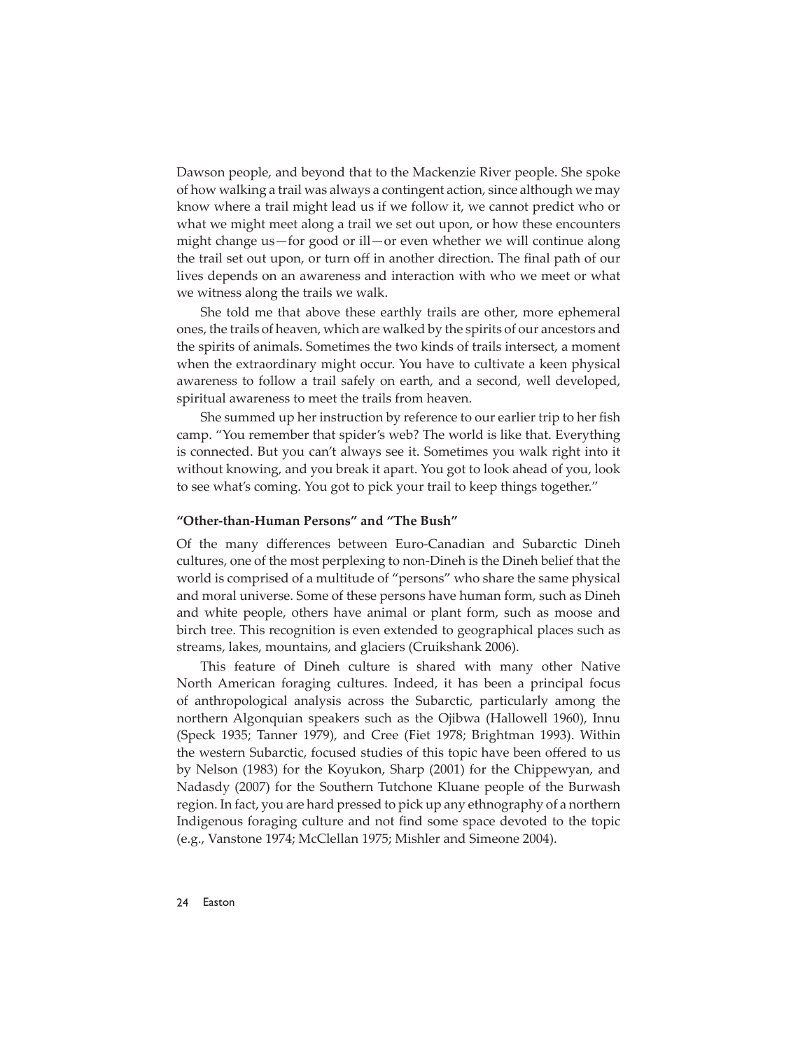Dawson people, and beyond that to the Mackenzie River people. She spoke of how walking a trail was always a contingent action, since although we may know where a trail might lead us if we follow it, we cannot predict who or what we might meet along a trail we set out upon, or how these encounters might change us—for good or ill—or even whether we will continue along the trail set out upon, or turn off in another direction. The final path of our lives depends on an awareness and interaction with who we meet or what we witness along the trails we walk.

She told me that above these earthly trails are other, more ephemeral ones, the trails of heaven, which are walked by the spirits of our ancestors and the spirits of animals. Sometimes the two kinds of trails intersect, a moment when the extraordinary might occur. You have to cultivate a keen physical awareness to follow a trail safely on earth, and a second, well developed, spiritual awareness to meet the trails from heaven.

She summed up her instruction by reference to our earlier trip to her fish camp. "You remember that spider's web? The world is like that. Everything is connected. But you can't always see it. Sometimes you walk right into it without knowing, and you break it apart. You got to look ahead of you, look to see what's coming. You got to pick your trail to keep things together."

### "Other-than-Human Persons" and "The Bush"

Of the many differences between Euro-Canadian and Subarctic Dineh cultures, one of the most perplexing to non-Dineh is the Dineh belief that the world is comprised of a multitude of "persons" who share the same physical and moral universe. Some of these persons have human form, such as Dineh and white people, others have animal or plant form, such as moose and birch tree. This recognition is even extended to geographical places such as streams, lakes, mountains, and glaciers (Cruikshank 2006).

This feature of Dineh culture is shared with many other Native North American foraging cultures. Indeed, it has been a principal focus of anthropological analysis across the Subarctic, particularly among the northern Algonquian speakers such as the Ojibwa (Hallowell 1960), Innu (Speck 1935; Tanner 1979), and Cree (Fiet 1978; Brightman 1993). Within the western Subarctic, focused studies of this topic have been offered to us by Nelson (1983) for the Koyukon, Sharp (2001) for the Chippewyan, and Nadasdy (2007) for the Southern Tutchone Kluane people of the Burwash region. In fact, you are hard pressed to pick up any ethnography of a northern Indigenous foraging culture and not find some space devoted to the topic (e.g., Vanstone 1974; McClellan 1975; Mishler and Simeone 2004).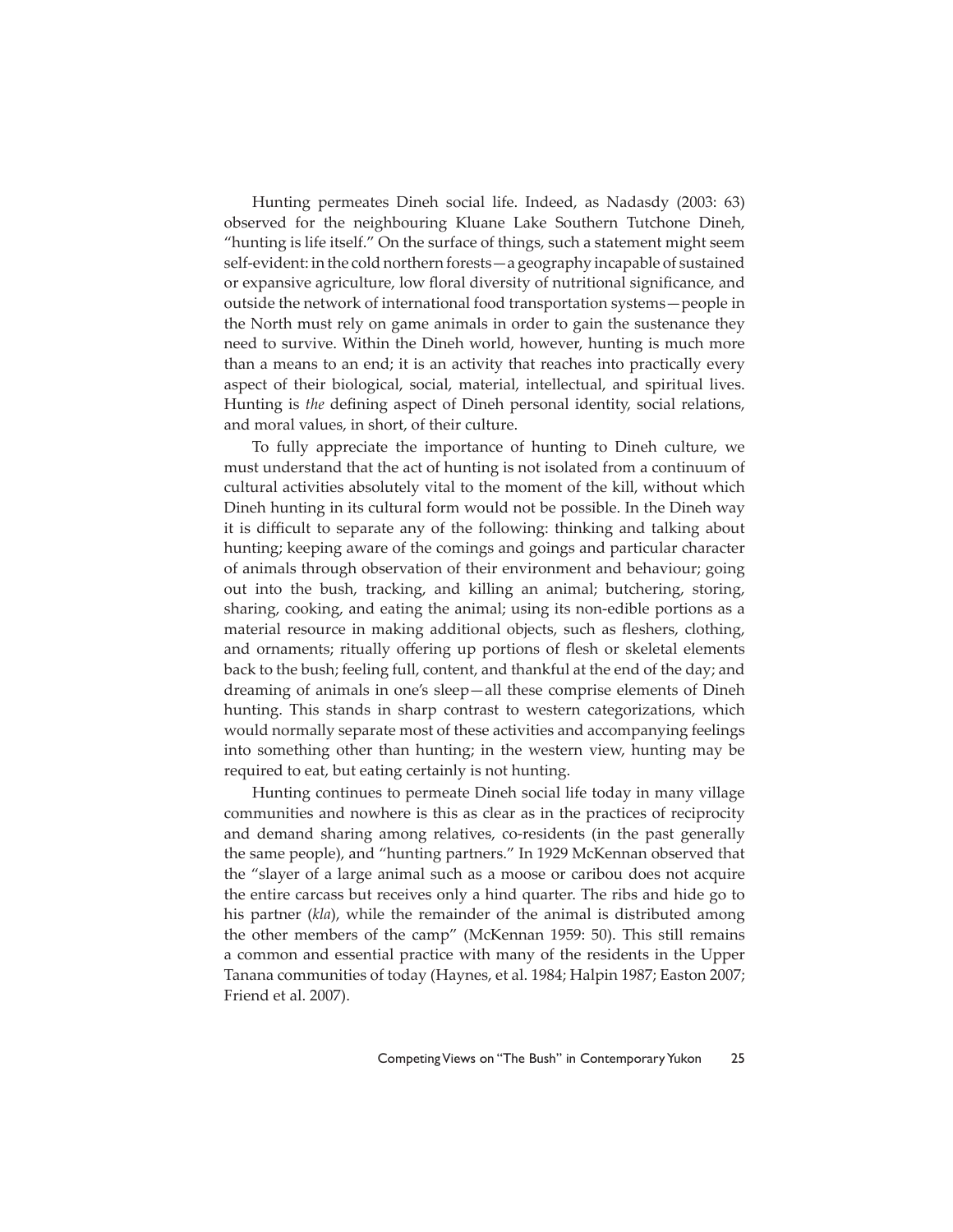Hunting permeates Dineh social life. Indeed, as Nadasdy (2003: 63) observed for the neighbouring Kluane Lake Southern Tutchone Dineh, "hunting is life itself." On the surface of things, such a statement might seem self-evident: in the cold northern forests—a geography incapable of sustained or expansive agriculture, low floral diversity of nutritional significance, and outside the network of international food transportation systems—people in the North must rely on game animals in order to gain the sustenance they need to survive. Within the Dineh world, however, hunting is much more than a means to an end; it is an activity that reaches into practically every aspect of their biological, social, material, intellectual, and spiritual lives. Hunting is *the* defining aspect of Dineh personal identity, social relations, and moral values, in short, of their culture.

To fully appreciate the importance of hunting to Dineh culture, we must understand that the act of hunting is not isolated from a continuum of cultural activities absolutely vital to the moment of the kill, without which Dineh hunting in its cultural form would not be possible. In the Dineh way it is difficult to separate any of the following: thinking and talking about hunting; keeping aware of the comings and goings and particular character of animals through observation of their environment and behaviour; going out into the bush, tracking, and killing an animal; butchering, storing, sharing, cooking, and eating the animal; using its non-edible portions as a material resource in making additional objects, such as fleshers, clothing, and ornaments; ritually offering up portions of flesh or skeletal elements back to the bush; feeling full, content, and thankful at the end of the day; and dreaming of animals in one's sleep—all these comprise elements of Dineh hunting. This stands in sharp contrast to western categorizations, which would normally separate most of these activities and accompanying feelings into something other than hunting; in the western view, hunting may be required to eat, but eating certainly is not hunting.

Hunting continues to permeate Dineh social life today in many village communities and nowhere is this as clear as in the practices of reciprocity and demand sharing among relatives, co-residents (in the past generally the same people), and "hunting partners." In 1929 McKennan observed that the "slayer of a large animal such as a moose or caribou does not acquire the entire carcass but receives only a hind quarter. The ribs and hide go to his partner (*kla*), while the remainder of the animal is distributed among the other members of the camp" (McKennan 1959: 50). This still remains a common and essential practice with many of the residents in the Upper Tanana communities of today (Haynes, et al. 1984; Halpin 1987; Easton 2007; Friend et al. 2007).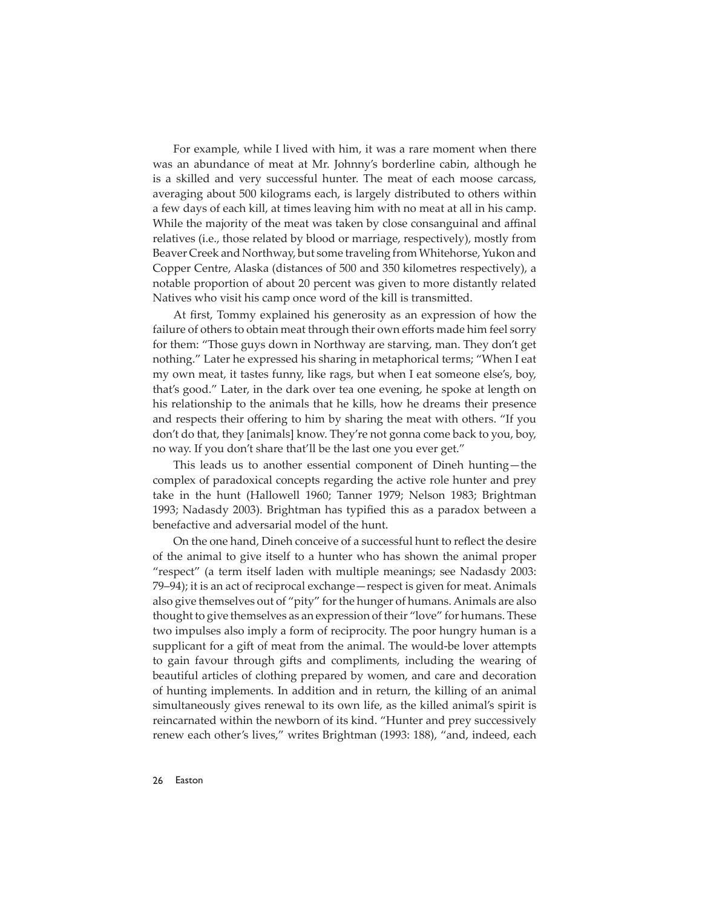For example, while I lived with him, it was a rare moment when there was an abundance of meat at Mr. Johnny's borderline cabin, although he is a skilled and very successful hunter. The meat of each moose carcass, averaging about 500 kilograms each, is largely distributed to others within a few days of each kill, at times leaving him with no meat at all in his camp. While the majority of the meat was taken by close consanguinal and affinal relatives (i.e., those related by blood or marriage, respectively), mostly from Beaver Creek and Northway, but some traveling from Whitehorse, Yukon and Copper Centre, Alaska (distances of 500 and 350 kilometres respectively), a notable proportion of about 20 percent was given to more distantly related Natives who visit his camp once word of the kill is transmitted.

At first, Tommy explained his generosity as an expression of how the failure of others to obtain meat through their own efforts made him feel sorry for them: "Those guys down in Northway are starving, man. They don't get nothing." Later he expressed his sharing in metaphorical terms; "When I eat my own meat, it tastes funny, like rags, but when I eat someone else's, boy, that's good." Later, in the dark over tea one evening, he spoke at length on his relationship to the animals that he kills, how he dreams their presence and respects their offering to him by sharing the meat with others. "If you don't do that, they [animals] know. They're not gonna come back to you, boy, no way. If you don't share that'll be the last one you ever get."

This leads us to another essential component of Dineh hunting—the complex of paradoxical concepts regarding the active role hunter and prey take in the hunt (Hallowell 1960; Tanner 1979; Nelson 1983; Brightman 1993; Nadasdy 2003). Brightman has typified this as a paradox between a benefactive and adversarial model of the hunt.

On the one hand, Dineh conceive of a successful hunt to reflect the desire of the animal to give itself to a hunter who has shown the animal proper "respect" (a term itself laden with multiple meanings; see Nadasdy 2003: 79–94); it is an act of reciprocal exchange—respect is given for meat. Animals also give themselves out of "pity" for the hunger of humans. Animals are also thought to give themselves as an expression of their "love" for humans. These two impulses also imply a form of reciprocity. The poor hungry human is a supplicant for a gift of meat from the animal. The would-be lover attempts to gain favour through gifts and compliments, including the wearing of beautiful articles of clothing prepared by women, and care and decoration of hunting implements. In addition and in return, the killing of an animal simultaneously gives renewal to its own life, as the killed animal's spirit is reincarnated within the newborn of its kind. "Hunter and prey successively renew each other's lives," writes Brightman (1993: 188), "and, indeed, each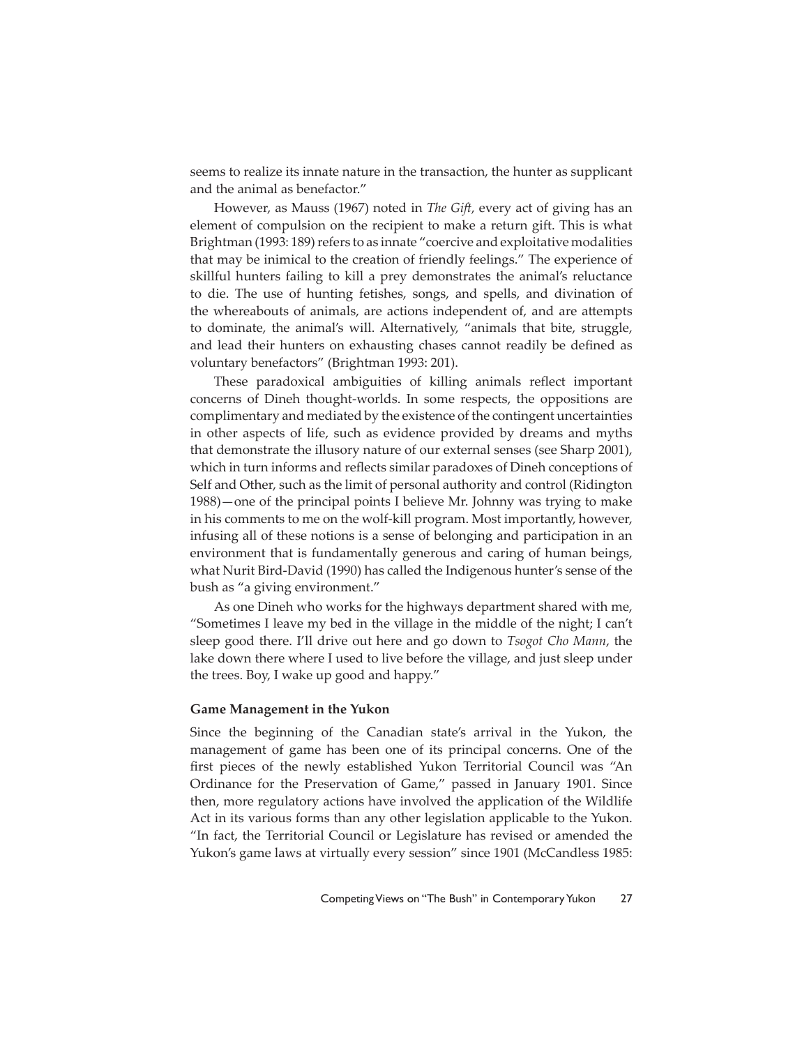seems to realize its innate nature in the transaction, the hunter as supplicant and the animal as benefactor."

However, as Mauss (1967) noted in *The Gift*, every act of giving has an element of compulsion on the recipient to make a return gift. This is what Brightman (1993: 189) refers to as innate "coercive and exploitative modalities that may be inimical to the creation of friendly feelings." The experience of skillful hunters failing to kill a prey demonstrates the animal's reluctance to die. The use of hunting fetishes, songs, and spells, and divination of the whereabouts of animals, are actions independent of, and are attempts to dominate, the animal's will. Alternatively, "animals that bite, struggle, and lead their hunters on exhausting chases cannot readily be defined as voluntary benefactors" (Brightman 1993: 201).

These paradoxical ambiguities of killing animals reflect important concerns of Dineh thought-worlds. In some respects, the oppositions are complimentary and mediated by the existence of the contingent uncertainties in other aspects of life, such as evidence provided by dreams and myths that demonstrate the illusory nature of our external senses (see Sharp 2001), which in turn informs and reflects similar paradoxes of Dineh conceptions of Self and Other, such as the limit of personal authority and control (Ridington 1988)—one of the principal points I believe Mr. Johnny was trying to make in his comments to me on the wolf-kill program. Most importantly, however, infusing all of these notions is a sense of belonging and participation in an environment that is fundamentally generous and caring of human beings, what Nurit Bird-David (1990) has called the Indigenous hunter's sense of the bush as "a giving environment."

As one Dineh who works for the highways department shared with me, "Sometimes I leave my bed in the village in the middle of the night; I can't sleep good there. I'll drive out here and go down to *Tsogot Cho Mann*, the lake down there where I used to live before the village, and just sleep under the trees. Boy, I wake up good and happy."

### Game Management in the Yukon

Since the beginning of the Canadian state's arrival in the Yukon, the management of game has been one of its principal concerns. One of the first pieces of the newly established Yukon Territorial Council was "An Ordinance for the Preservation of Game," passed in January 1901. Since then, more regulatory actions have involved the application of the Wildlife Act in its various forms than any other legislation applicable to the Yukon. "In fact, the Territorial Council or Legislature has revised or amended the Yukon's game laws at virtually every session" since 1901 (McCandless 1985: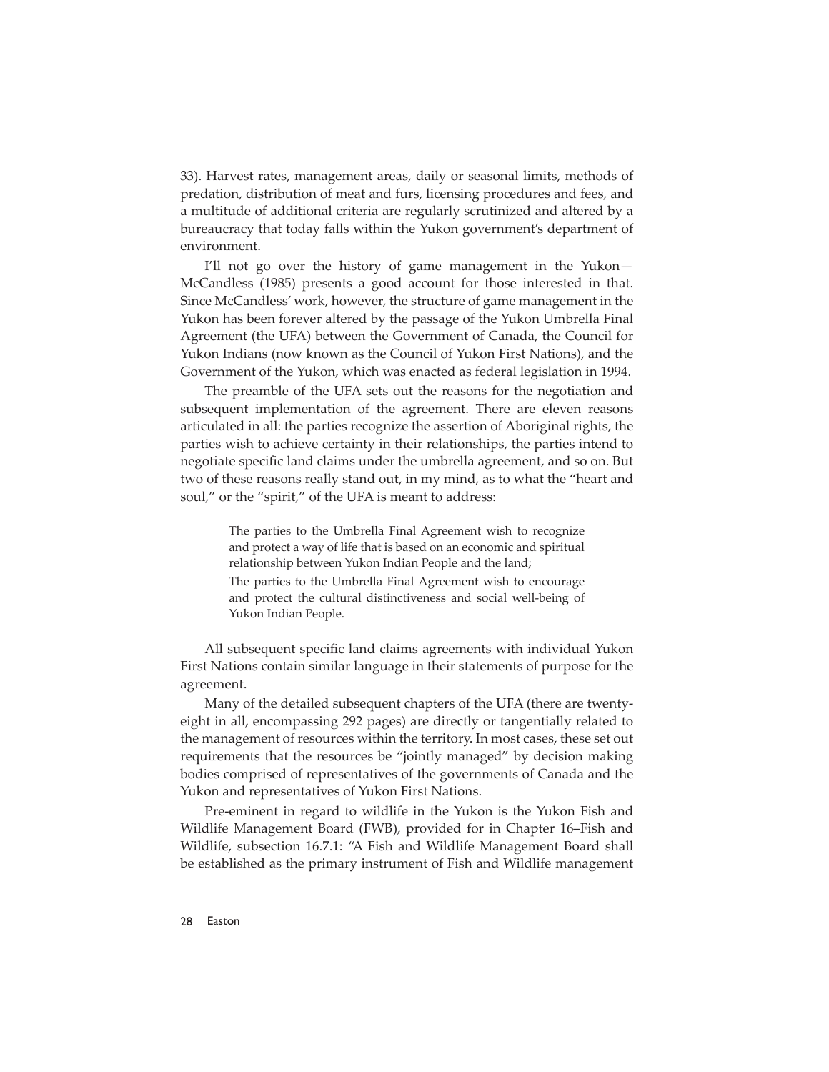33). Harvest rates, management areas, daily or seasonal limits, methods of predation, distribution of meat and furs, licensing procedures and fees, and a multitude of additional criteria are regularly scrutinized and altered by a bureaucracy that today falls within the Yukon government's department of environment.

I'll not go over the history of game management in the Yukon—McCandless (1985) presents a good account for those interested in that. Since McCandless' work, however, the structure of game management in the Yukon has been forever altered by the passage of the Yukon Umbrella Final Agreement (the UFA) between the Government of Canada, the Council for Yukon Indians (now known as the Council of Yukon First Nations), and the Government of the Yukon, which was enacted as federal legislation in 1994.

The preamble of the UFA sets out the reasons for the negotiation and subsequent implementation of the agreement. There are eleven reasons articulated in all: the parties recognize the assertion of Aboriginal rights, the parties wish to achieve certainty in their relationships, the parties intend to negotiate specific land claims under the umbrella agreement, and so on. But two of these reasons really stand out, in my mind, as to what the "heart and soul," or the "spirit," of the UFA is meant to address:

> The parties to the Umbrella Final Agreement wish to recognize and protect a way of life that is based on an economic and spiritual relationship between Yukon Indian People and the land;
>
> The parties to the Umbrella Final Agreement wish to encourage and protect the cultural distinctiveness and social well-being of Yukon Indian People.

All subsequent specific land claims agreements with individual Yukon First Nations contain similar language in their statements of purpose for the agreement.

Many of the detailed subsequent chapters of the UFA (there are twenty-eight in all, encompassing 292 pages) are directly or tangentially related to the management of resources within the territory. In most cases, these set out requirements that the resources be "jointly managed" by decision making bodies comprised of representatives of the governments of Canada and the Yukon and representatives of Yukon First Nations.

Pre-eminent in regard to wildlife in the Yukon is the Yukon Fish and Wildlife Management Board (FWB), provided for in Chapter 16–Fish and Wildlife, subsection 16.7.1: "A Fish and Wildlife Management Board shall be established as the primary instrument of Fish and Wildlife management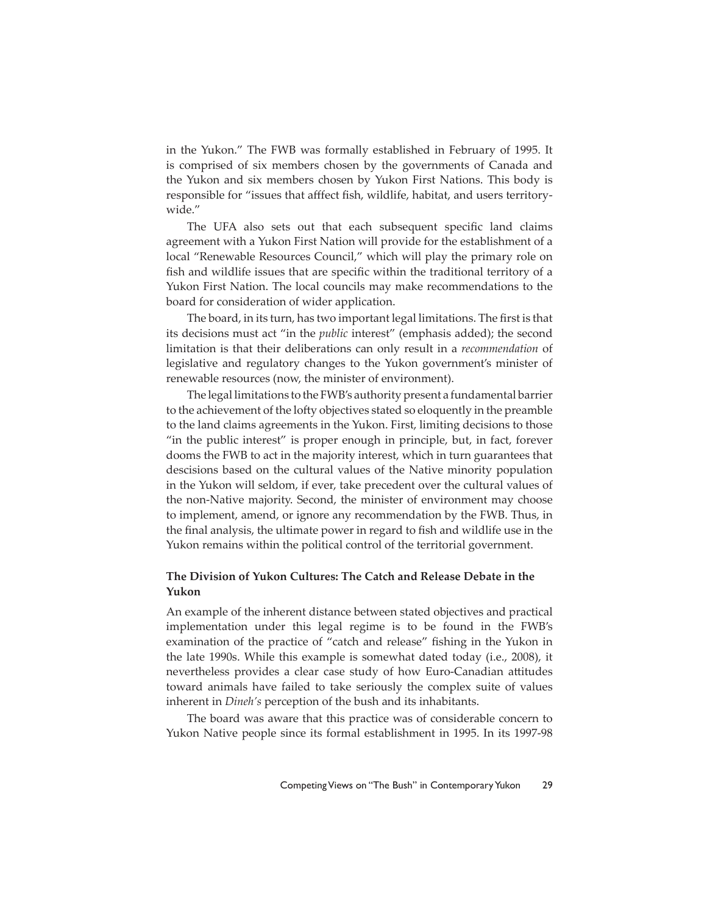in the Yukon." The FWB was formally established in February of 1995. It is comprised of six members chosen by the governments of Canada and the Yukon and six members chosen by Yukon First Nations. This body is responsible for "issues that afffect fish, wildlife, habitat, and users territory-wide."

The UFA also sets out that each subsequent specific land claims agreement with a Yukon First Nation will provide for the establishment of a local "Renewable Resources Council," which will play the primary role on fish and wildlife issues that are specific within the traditional territory of a Yukon First Nation. The local councils may make recommendations to the board for consideration of wider application.

The board, in its turn, has two important legal limitations. The first is that its decisions must act "in the *public* interest" (emphasis added); the second limitation is that their deliberations can only result in a *recommendation* of legislative and regulatory changes to the Yukon government's minister of renewable resources (now, the minister of environment).

The legal limitations to the FWB's authority present a fundamental barrier to the achievement of the lofty objectives stated so eloquently in the preamble to the land claims agreements in the Yukon. First, limiting decisions to those "in the public interest" is proper enough in principle, but, in fact, forever dooms the FWB to act in the majority interest, which in turn guarantees that descisions based on the cultural values of the Native minority population in the Yukon will seldom, if ever, take precedent over the cultural values of the non-Native majority. Second, the minister of environment may choose to implement, amend, or ignore any recommendation by the FWB. Thus, in the final analysis, the ultimate power in regard to fish and wildlife use in the Yukon remains within the political control of the territorial government.

### The Division of Yukon Cultures: The Catch and Release Debate in the Yukon

An example of the inherent distance between stated objectives and practical implementation under this legal regime is to be found in the FWB's examination of the practice of "catch and release" fishing in the Yukon in the late 1990s. While this example is somewhat dated today (i.e., 2008), it nevertheless provides a clear case study of how Euro-Canadian attitudes toward animals have failed to take seriously the complex suite of values inherent in *Dineh's* perception of the bush and its inhabitants.

The board was aware that this practice was of considerable concern to Yukon Native people since its formal establishment in 1995. In its 1997-98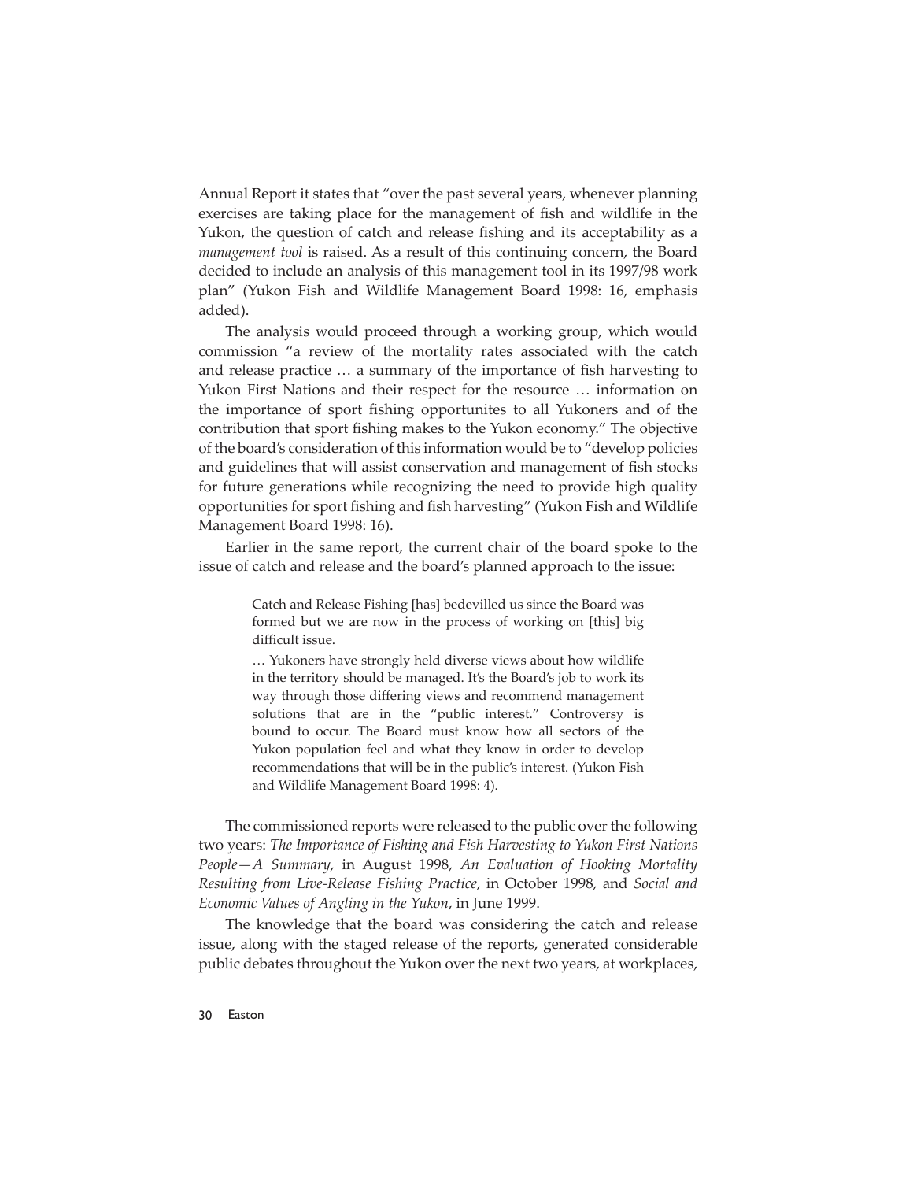Annual Report it states that "over the past several years, whenever planning exercises are taking place for the management of fish and wildlife in the Yukon, the question of catch and release fishing and its acceptability as a *management tool* is raised. As a result of this continuing concern, the Board decided to include an analysis of this management tool in its 1997/98 work plan" (Yukon Fish and Wildlife Management Board 1998: 16, emphasis added).

The analysis would proceed through a working group, which would commission "a review of the mortality rates associated with the catch and release practice … a summary of the importance of fish harvesting to Yukon First Nations and their respect for the resource … information on the importance of sport fishing opportunites to all Yukoners and of the contribution that sport fishing makes to the Yukon economy." The objective of the board's consideration of this information would be to "develop policies and guidelines that will assist conservation and management of fish stocks for future generations while recognizing the need to provide high quality opportunities for sport fishing and fish harvesting" (Yukon Fish and Wildlife Management Board 1998: 16).

Earlier in the same report, the current chair of the board spoke to the issue of catch and release and the board's planned approach to the issue:

> Catch and Release Fishing [has] bedevilled us since the Board was formed but we are now in the process of working on [this] big difficult issue.
>
> … Yukoners have strongly held diverse views about how wildlife in the territory should be managed. It's the Board's job to work its way through those differing views and recommend management solutions that are in the "public interest." Controversy is bound to occur. The Board must know how all sectors of the Yukon population feel and what they know in order to develop recommendations that will be in the public's interest. (Yukon Fish and Wildlife Management Board 1998: 4).

The commissioned reports were released to the public over the following two years: *The Importance of Fishing and Fish Harvesting to Yukon First Nations People—A Summary*, in August 1998, *An Evaluation of Hooking Mortality Resulting from Live-Release Fishing Practice*, in October 1998, and *Social and Economic Values of Angling in the Yukon*, in June 1999.

The knowledge that the board was considering the catch and release issue, along with the staged release of the reports, generated considerable public debates throughout the Yukon over the next two years, at workplaces,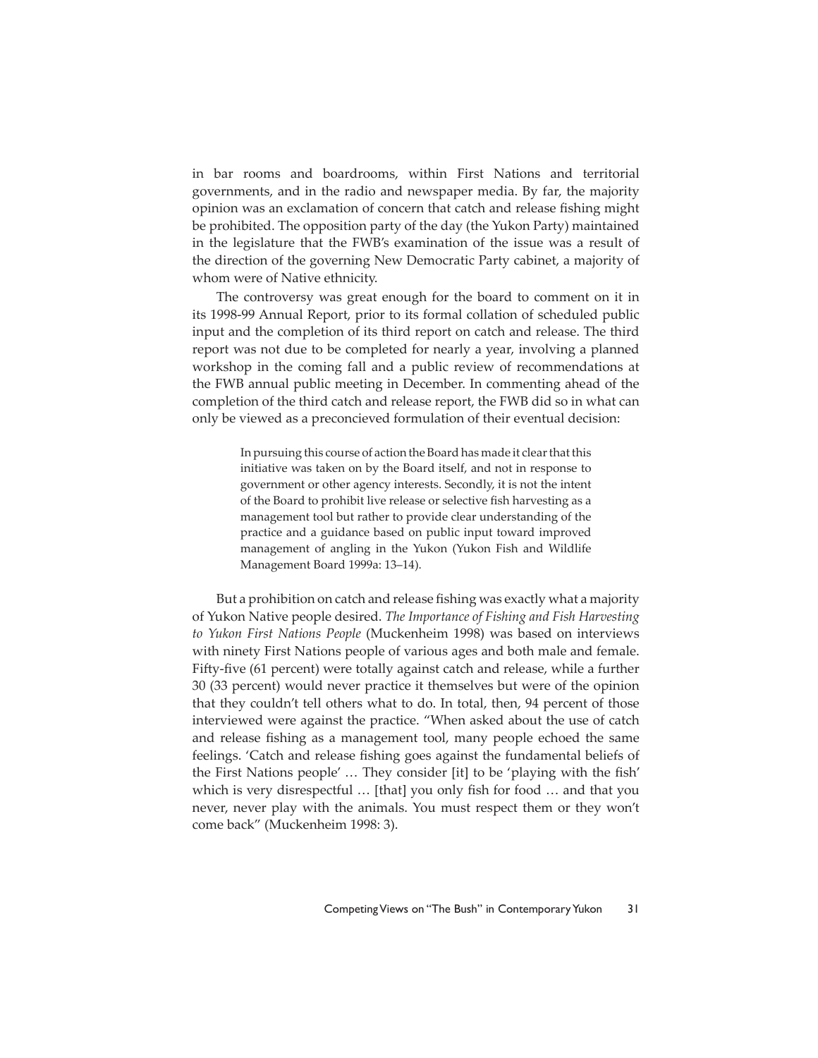in bar rooms and boardrooms, within First Nations and territorial governments, and in the radio and newspaper media. By far, the majority opinion was an exclamation of concern that catch and release fishing might be prohibited. The opposition party of the day (the Yukon Party) maintained in the legislature that the FWB's examination of the issue was a result of the direction of the governing New Democratic Party cabinet, a majority of whom were of Native ethnicity.

The controversy was great enough for the board to comment on it in its 1998-99 Annual Report, prior to its formal collation of scheduled public input and the completion of its third report on catch and release. The third report was not due to be completed for nearly a year, involving a planned workshop in the coming fall and a public review of recommendations at the FWB annual public meeting in December. In commenting ahead of the completion of the third catch and release report, the FWB did so in what can only be viewed as a preconcieved formulation of their eventual decision:

> In pursuing this course of action the Board has made it clear that this initiative was taken on by the Board itself, and not in response to government or other agency interests. Secondly, it is not the intent of the Board to prohibit live release or selective fish harvesting as a management tool but rather to provide clear understanding of the practice and a guidance based on public input toward improved management of angling in the Yukon (Yukon Fish and Wildlife Management Board 1999a: 13–14).

But a prohibition on catch and release fishing was exactly what a majority of Yukon Native people desired. *The Importance of Fishing and Fish Harvesting to Yukon First Nations People* (Muckenheim 1998) was based on interviews with ninety First Nations people of various ages and both male and female. Fifty-five (61 percent) were totally against catch and release, while a further 30 (33 percent) would never practice it themselves but were of the opinion that they couldn't tell others what to do. In total, then, 94 percent of those interviewed were against the practice. "When asked about the use of catch and release fishing as a management tool, many people echoed the same feelings. 'Catch and release fishing goes against the fundamental beliefs of the First Nations people' … They consider [it] to be 'playing with the fish' which is very disrespectful … [that] you only fish for food … and that you never, never play with the animals. You must respect them or they won't come back" (Muckenheim 1998: 3).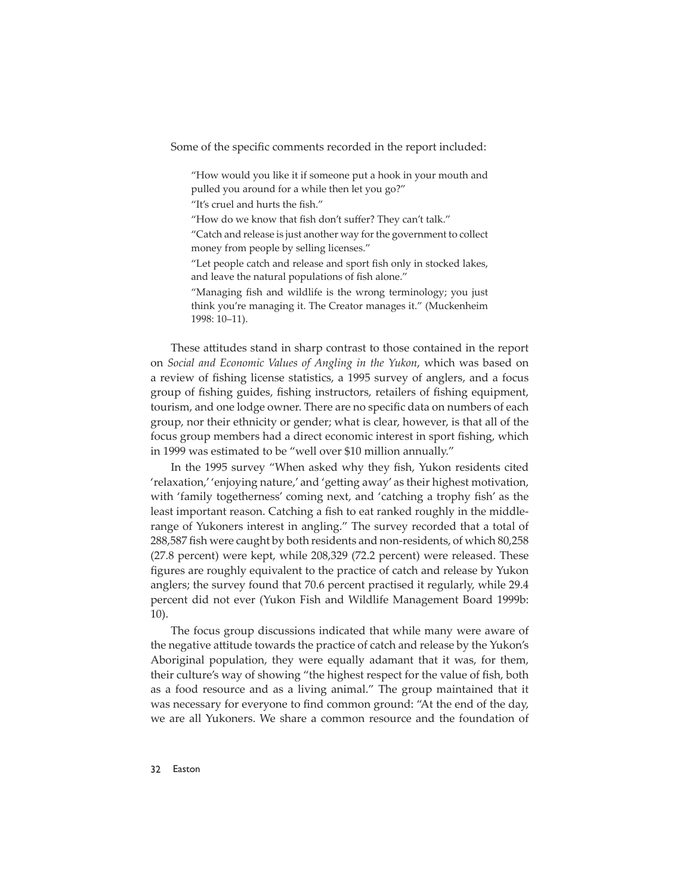Some of the specific comments recorded in the report included:

> "How would you like it if someone put a hook in your mouth and pulled you around for a while then let you go?"
>
> "It's cruel and hurts the fish."
>
> "How do we know that fish don't suffer? They can't talk."
>
> "Catch and release is just another way for the government to collect money from people by selling licenses."
>
> "Let people catch and release and sport fish only in stocked lakes, and leave the natural populations of fish alone."
>
> "Managing fish and wildlife is the wrong terminology; you just think you're managing it. The Creator manages it." (Muckenheim 1998: 10–11).

These attitudes stand in sharp contrast to those contained in the report on *Social and Economic Values of Angling in the Yukon*, which was based on a review of fishing license statistics, a 1995 survey of anglers, and a focus group of fishing guides, fishing instructors, retailers of fishing equipment, tourism, and one lodge owner. There are no specific data on numbers of each group, nor their ethnicity or gender; what is clear, however, is that all of the focus group members had a direct economic interest in sport fishing, which in 1999 was estimated to be "well over $10 million annually."

In the 1995 survey "When asked why they fish, Yukon residents cited 'relaxation,' 'enjoying nature,' and 'getting away' as their highest motivation, with 'family togetherness' coming next, and 'catching a trophy fish' as the least important reason. Catching a fish to eat ranked roughly in the middle-range of Yukoners interest in angling." The survey recorded that a total of 288,587 fish were caught by both residents and non-residents, of which 80,258 (27.8 percent) were kept, while 208,329 (72.2 percent) were released. These figures are roughly equivalent to the practice of catch and release by Yukon anglers; the survey found that 70.6 percent practised it regularly, while 29.4 percent did not ever (Yukon Fish and Wildlife Management Board 1999b: 10).

The focus group discussions indicated that while many were aware of the negative attitude towards the practice of catch and release by the Yukon's Aboriginal population, they were equally adamant that it was, for them, their culture's way of showing "the highest respect for the value of fish, both as a food resource and as a living animal." The group maintained that it was necessary for everyone to find common ground: "At the end of the day, we are all Yukoners. We share a common resource and the foundation of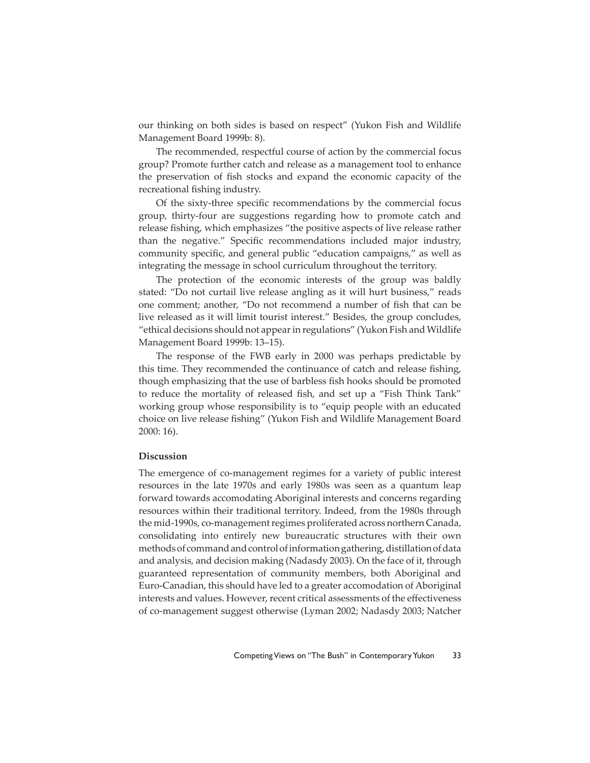our thinking on both sides is based on respect" (Yukon Fish and Wildlife Management Board 1999b: 8).

The recommended, respectful course of action by the commercial focus group? Promote further catch and release as a management tool to enhance the preservation of fish stocks and expand the economic capacity of the recreational fishing industry.

Of the sixty-three specific recommendations by the commercial focus group, thirty-four are suggestions regarding how to promote catch and release fishing, which emphasizes "the positive aspects of live release rather than the negative." Specific recommendations included major industry, community specific, and general public "education campaigns," as well as integrating the message in school curriculum throughout the territory.

The protection of the economic interests of the group was baldly stated: "Do not curtail live release angling as it will hurt business," reads one comment; another, "Do not recommend a number of fish that can be live released as it will limit tourist interest." Besides, the group concludes, "ethical decisions should not appear in regulations" (Yukon Fish and Wildlife Management Board 1999b: 13–15).

The response of the FWB early in 2000 was perhaps predictable by this time. They recommended the continuance of catch and release fishing, though emphasizing that the use of barbless fish hooks should be promoted to reduce the mortality of released fish, and set up a "Fish Think Tank" working group whose responsibility is to "equip people with an educated choice on live release fishing" (Yukon Fish and Wildlife Management Board 2000: 16).

**Discussion**

The emergence of co-management regimes for a variety of public interest resources in the late 1970s and early 1980s was seen as a quantum leap forward towards accomodating Aboriginal interests and concerns regarding resources within their traditional territory. Indeed, from the 1980s through the mid-1990s, co-management regimes proliferated across northern Canada, consolidating into entirely new bureaucratic structures with their own methods of command and control of information gathering, distillation of data and analysis, and decision making (Nadasdy 2003). On the face of it, through guaranteed representation of community members, both Aboriginal and Euro-Canadian, this should have led to a greater accomodation of Aboriginal interests and values. However, recent critical assessments of the effectiveness of co-management suggest otherwise (Lyman 2002; Nadasdy 2003; Natcher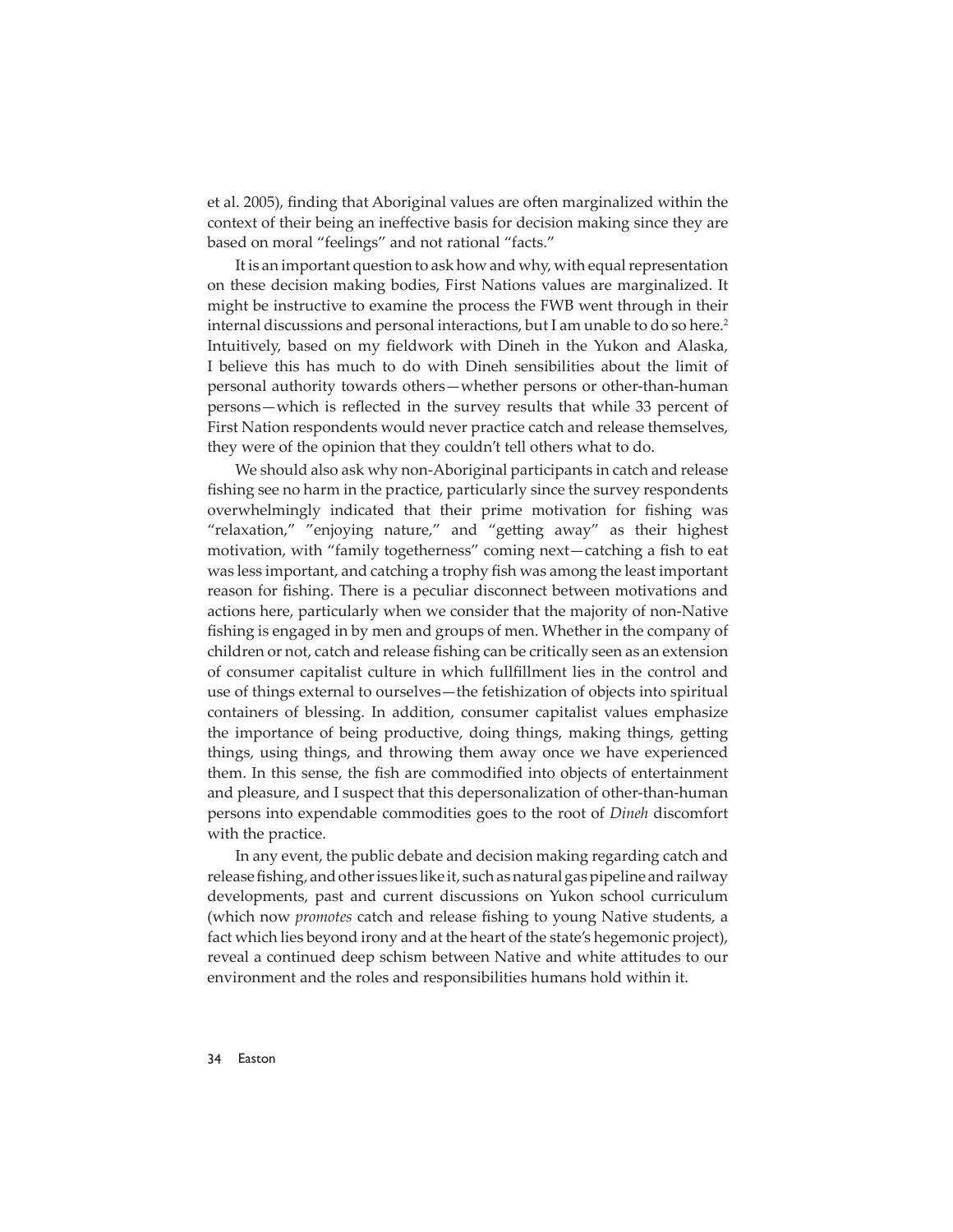et al. 2005), finding that Aboriginal values are often marginalized within the context of their being an ineffective basis for decision making since they are based on moral "feelings" and not rational "facts."

It is an important question to ask how and why, with equal representation on these decision making bodies, First Nations values are marginalized. It might be instructive to examine the process the FWB went through in their internal discussions and personal interactions, but I am unable to do so here.[2] Intuitively, based on my fieldwork with Dineh in the Yukon and Alaska, I believe this has much to do with Dineh sensibilities about the limit of personal authority towards others—whether persons or other-than-human persons—which is reflected in the survey results that while 33 percent of First Nation respondents would never practice catch and release themselves, they were of the opinion that they couldn't tell others what to do.

We should also ask why non-Aboriginal participants in catch and release fishing see no harm in the practice, particularly since the survey respondents overwhelmingly indicated that their prime motivation for fishing was "relaxation," "enjoying nature," and "getting away" as their highest motivation, with "family togetherness" coming next—catching a fish to eat was less important, and catching a trophy fish was among the least important reason for fishing. There is a peculiar disconnect between motivations and actions here, particularly when we consider that the majority of non-Native fishing is engaged in by men and groups of men. Whether in the company of children or not, catch and release fishing can be critically seen as an extension of consumer capitalist culture in which fullfillment lies in the control and use of things external to ourselves—the fetishization of objects into spiritual containers of blessing. In addition, consumer capitalist values emphasize the importance of being productive, doing things, making things, getting things, using things, and throwing them away once we have experienced them. In this sense, the fish are commodified into objects of entertainment and pleasure, and I suspect that this depersonalization of other-than-human persons into expendable commodities goes to the root of *Dineh* discomfort with the practice.

In any event, the public debate and decision making regarding catch and release fishing, and other issues like it, such as natural gas pipeline and railway developments, past and current discussions on Yukon school curriculum (which now *promotes* catch and release fishing to young Native students, a fact which lies beyond irony and at the heart of the state's hegemonic project), reveal a continued deep schism between Native and white attitudes to our environment and the roles and responsibilities humans hold within it.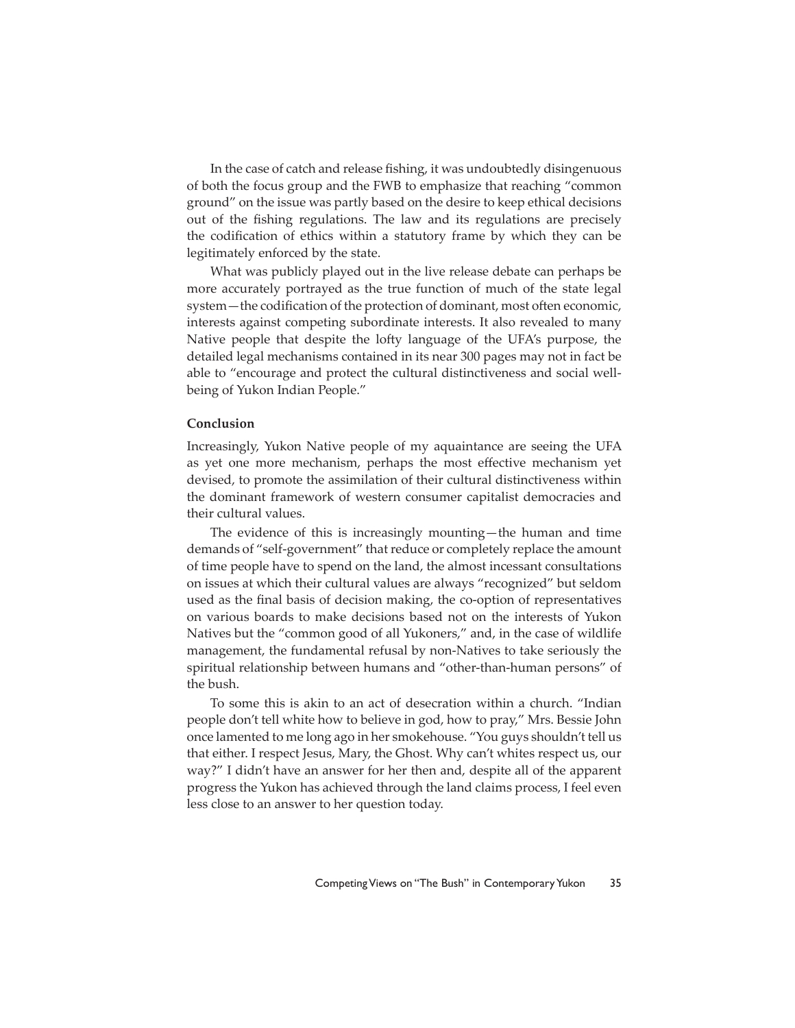In the case of catch and release fishing, it was undoubtedly disingenuous of both the focus group and the FWB to emphasize that reaching "common ground" on the issue was partly based on the desire to keep ethical decisions out of the fishing regulations. The law and its regulations are precisely the codification of ethics within a statutory frame by which they can be legitimately enforced by the state.

What was publicly played out in the live release debate can perhaps be more accurately portrayed as the true function of much of the state legal system—the codification of the protection of dominant, most often economic, interests against competing subordinate interests. It also revealed to many Native people that despite the lofty language of the UFA's purpose, the detailed legal mechanisms contained in its near 300 pages may not in fact be able to "encourage and protect the cultural distinctiveness and social well-being of Yukon Indian People."

### Conclusion

Increasingly, Yukon Native people of my aquaintance are seeing the UFA as yet one more mechanism, perhaps the most effective mechanism yet devised, to promote the assimilation of their cultural distinctiveness within the dominant framework of western consumer capitalist democracies and their cultural values.

The evidence of this is increasingly mounting—the human and time demands of "self-government" that reduce or completely replace the amount of time people have to spend on the land, the almost incessant consultations on issues at which their cultural values are always "recognized" but seldom used as the final basis of decision making, the co-option of representatives on various boards to make decisions based not on the interests of Yukon Natives but the "common good of all Yukoners," and, in the case of wildlife management, the fundamental refusal by non-Natives to take seriously the spiritual relationship between humans and "other-than-human persons" of the bush.

To some this is akin to an act of desecration within a church. "Indian people don't tell white how to believe in god, how to pray," Mrs. Bessie John once lamented to me long ago in her smokehouse. "You guys shouldn't tell us that either. I respect Jesus, Mary, the Ghost. Why can't whites respect us, our way?" I didn't have an answer for her then and, despite all of the apparent progress the Yukon has achieved through the land claims process, I feel even less close to an answer to her question today.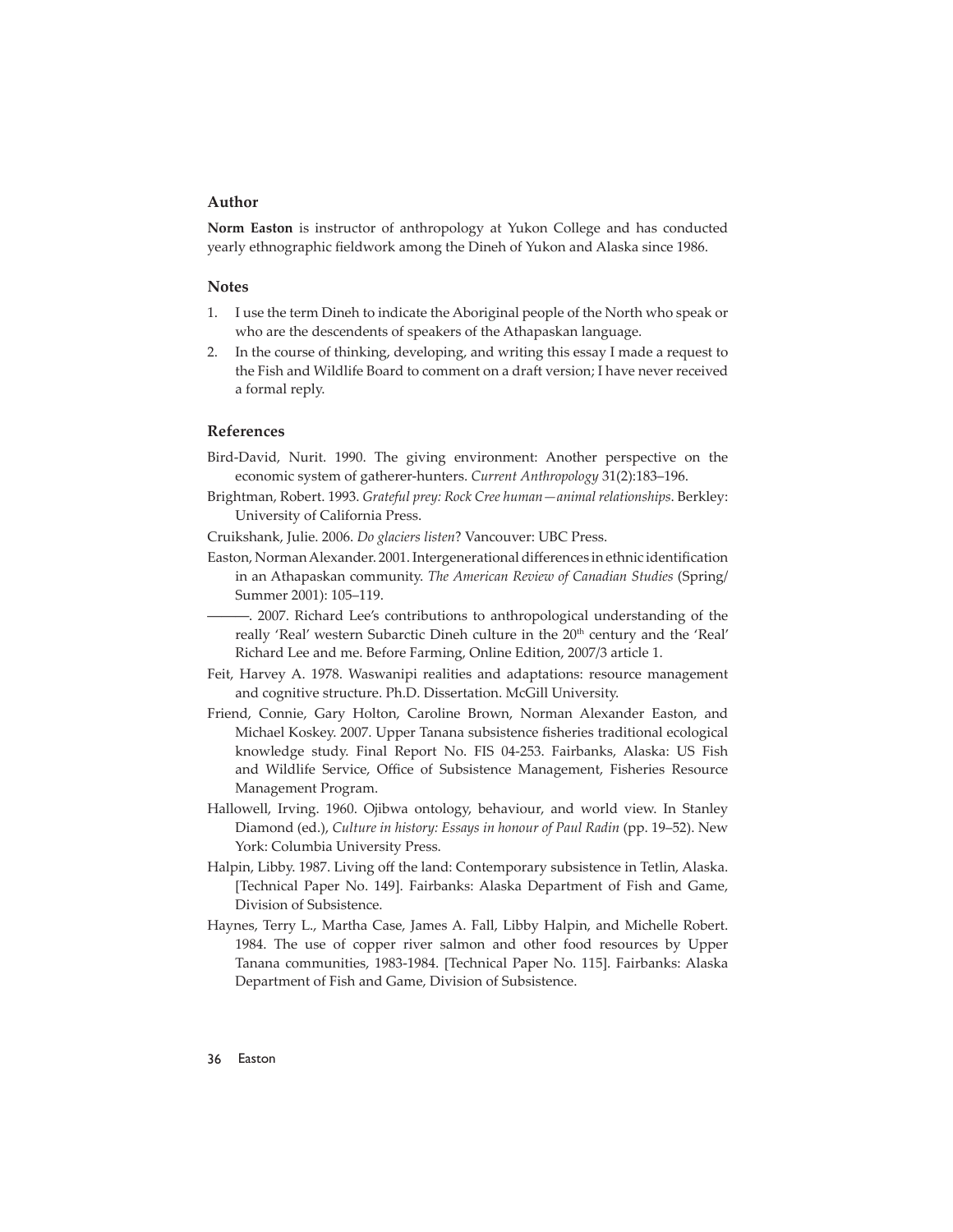## Author

**Norm Easton** is instructor of anthropology at Yukon College and has conducted yearly ethnographic fieldwork among the Dineh of Yukon and Alaska since 1986.

## Notes

1. I use the term Dineh to indicate the Aboriginal people of the North who speak or who are the descendents of speakers of the Athapaskan language.
2. In the course of thinking, developing, and writing this essay I made a request to the Fish and Wildlife Board to comment on a draft version; I have never received a formal reply.

## References

Bird-David, Nurit. 1990. The giving environment: Another perspective on the economic system of gatherer-hunters. *Current Anthropology* 31(2):183–196.

Brightman, Robert. 1993. *Grateful prey: Rock Cree human—animal relationships*. Berkley: University of California Press.

Cruikshank, Julie. 2006. *Do glaciers listen*? Vancouver: UBC Press.

Easton, Norman Alexander. 2001. Intergenerational differences in ethnic identification in an Athapaskan community. *The American Review of Canadian Studies* (Spring/Summer 2001): 105–119.

———. 2007. Richard Lee's contributions to anthropological understanding of the really 'Real' western Subarctic Dineh culture in the 20th century and the 'Real' Richard Lee and me. Before Farming, Online Edition, 2007/3 article 1.

Feit, Harvey A. 1978. Waswanipi realities and adaptations: resource management and cognitive structure. Ph.D. Dissertation. McGill University.

Friend, Connie, Gary Holton, Caroline Brown, Norman Alexander Easton, and Michael Koskey. 2007. Upper Tanana subsistence fisheries traditional ecological knowledge study. Final Report No. FIS 04-253. Fairbanks, Alaska: US Fish and Wildlife Service, Office of Subsistence Management, Fisheries Resource Management Program.

Hallowell, Irving. 1960. Ojibwa ontology, behaviour, and world view. In Stanley Diamond (ed.), *Culture in history: Essays in honour of Paul Radin* (pp. 19–52). New York: Columbia University Press.

Halpin, Libby. 1987. Living off the land: Contemporary subsistence in Tetlin, Alaska. [Technical Paper No. 149]. Fairbanks: Alaska Department of Fish and Game, Division of Subsistence.

Haynes, Terry L., Martha Case, James A. Fall, Libby Halpin, and Michelle Robert. 1984. The use of copper river salmon and other food resources by Upper Tanana communities, 1983-1984. [Technical Paper No. 115]. Fairbanks: Alaska Department of Fish and Game, Division of Subsistence.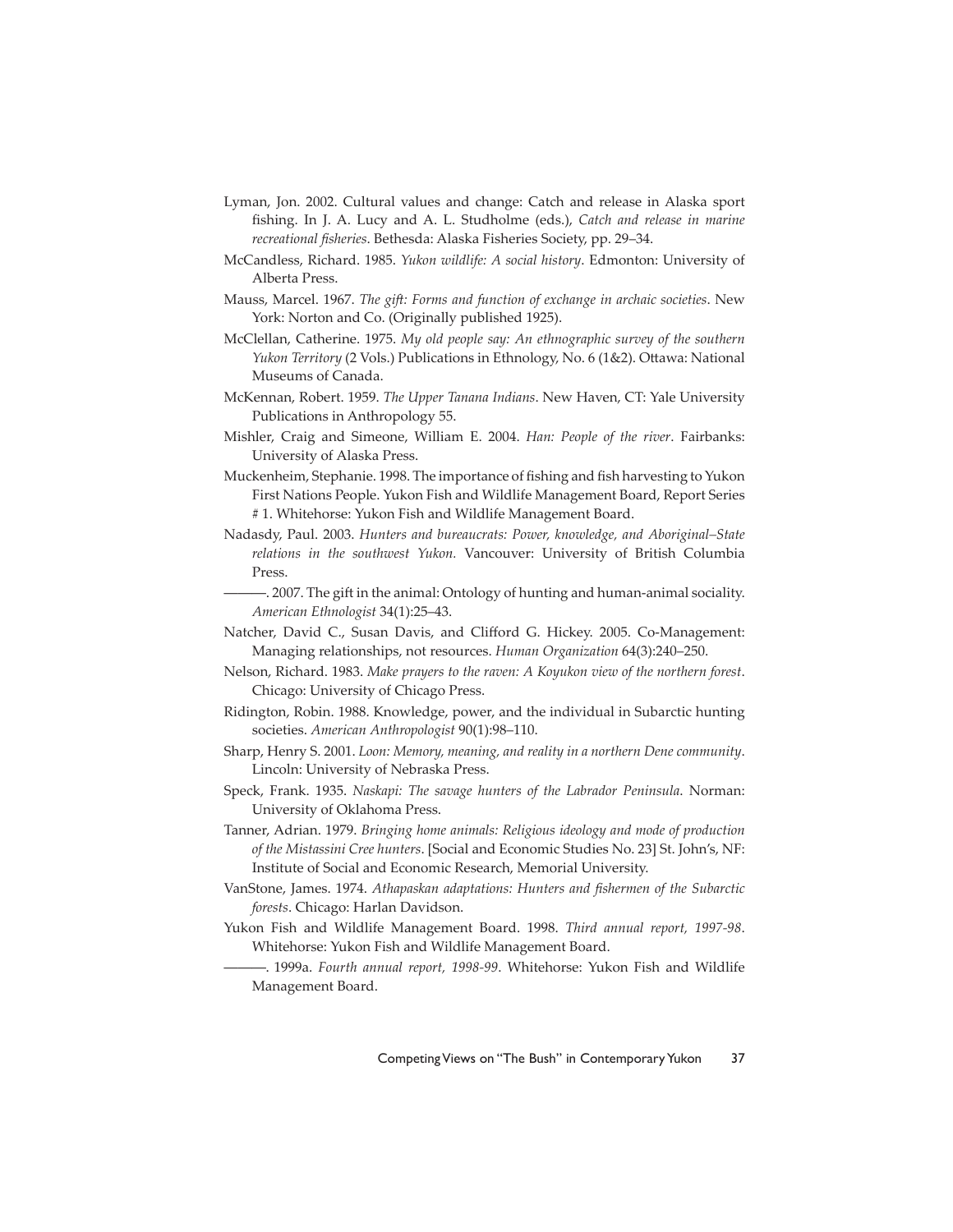Lyman, Jon. 2002. Cultural values and change: Catch and release in Alaska sport fishing. In J. A. Lucy and A. L. Studholme (eds.), *Catch and release in marine recreational fisheries*. Bethesda: Alaska Fisheries Society, pp. 29–34.

McCandless, Richard. 1985. *Yukon wildlife: A social history*. Edmonton: University of Alberta Press.

Mauss, Marcel. 1967. *The gift: Forms and function of exchange in archaic societies*. New York: Norton and Co. (Originally published 1925).

McClellan, Catherine. 1975. *My old people say: An ethnographic survey of the southern Yukon Territory* (2 Vols.) Publications in Ethnology, No. 6 (1&2). Ottawa: National Museums of Canada.

McKennan, Robert. 1959. *The Upper Tanana Indians*. New Haven, CT: Yale University Publications in Anthropology 55.

Mishler, Craig and Simeone, William E. 2004. *Han: People of the river*. Fairbanks: University of Alaska Press.

Muckenheim, Stephanie. 1998. The importance of fishing and fish harvesting to Yukon First Nations People. Yukon Fish and Wildlife Management Board, Report Series # 1. Whitehorse: Yukon Fish and Wildlife Management Board.

Nadasdy, Paul. 2003. *Hunters and bureaucrats: Power, knowledge, and Aboriginal–State relations in the southwest Yukon.* Vancouver: University of British Columbia Press.

———. 2007. The gift in the animal: Ontology of hunting and human-animal sociality. *American Ethnologist* 34(1):25–43.

Natcher, David C., Susan Davis, and Clifford G. Hickey. 2005. Co-Management: Managing relationships, not resources. *Human Organization* 64(3):240–250.

Nelson, Richard. 1983. *Make prayers to the raven: A Koyukon view of the northern forest*. Chicago: University of Chicago Press.

Ridington, Robin. 1988. Knowledge, power, and the individual in Subarctic hunting societies. *American Anthropologist* 90(1):98–110.

Sharp, Henry S. 2001. *Loon: Memory, meaning, and reality in a northern Dene community*. Lincoln: University of Nebraska Press.

Speck, Frank. 1935. *Naskapi: The savage hunters of the Labrador Peninsula*. Norman: University of Oklahoma Press.

Tanner, Adrian. 1979. *Bringing home animals: Religious ideology and mode of production of the Mistassini Cree hunters*. [Social and Economic Studies No. 23] St. John's, NF: Institute of Social and Economic Research, Memorial University.

VanStone, James. 1974. *Athapaskan adaptations: Hunters and fishermen of the Subarctic forests*. Chicago: Harlan Davidson.

Yukon Fish and Wildlife Management Board. 1998. *Third annual report, 1997-98*. Whitehorse: Yukon Fish and Wildlife Management Board.

———. 1999a. *Fourth annual report, 1998-99*. Whitehorse: Yukon Fish and Wildlife Management Board.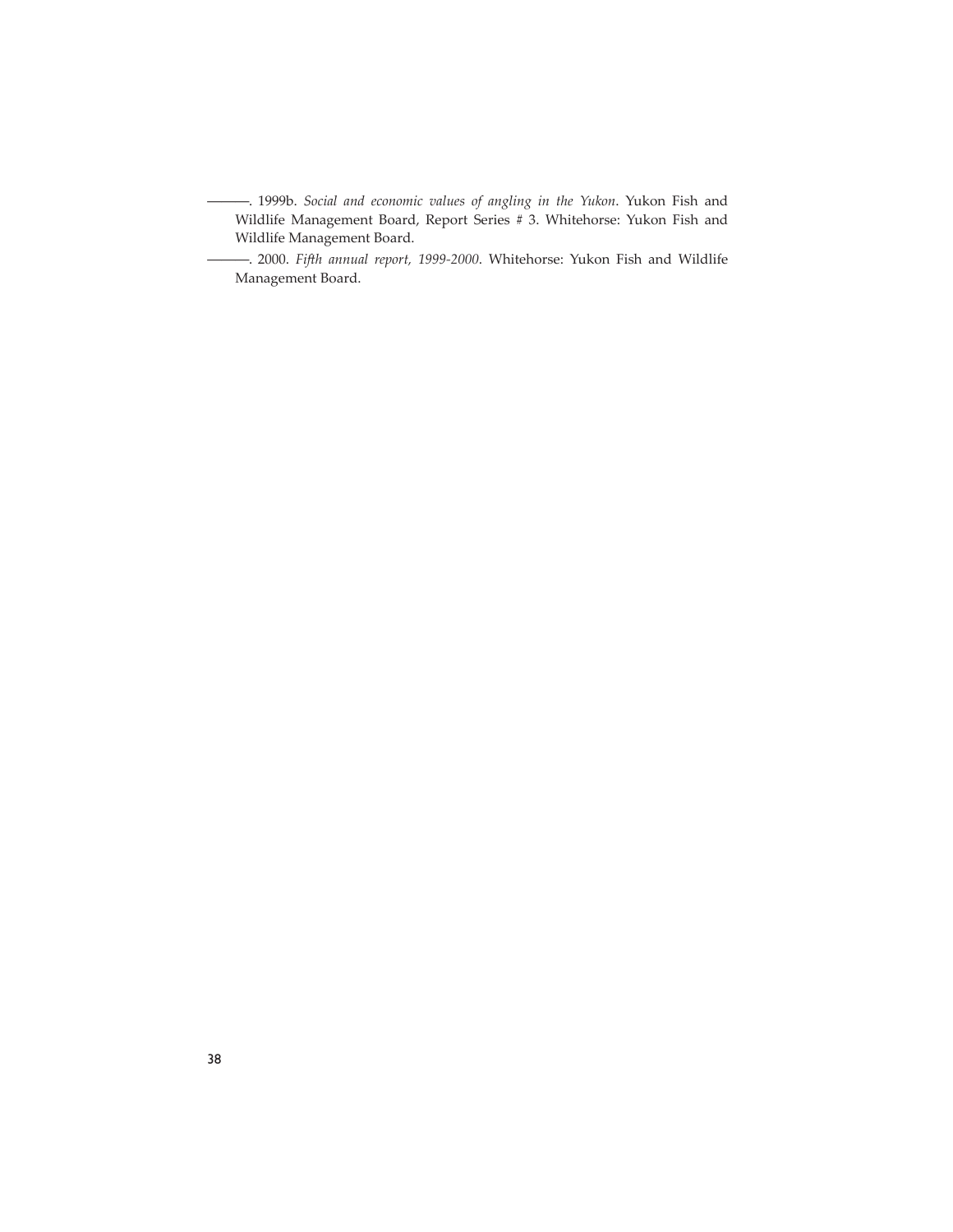———. 1999b. *Social and economic values of angling in the Yukon*. Yukon Fish and Wildlife Management Board, Report Series # 3. Whitehorse: Yukon Fish and Wildlife Management Board.

———. 2000. *Fifth annual report, 1999-2000*. Whitehorse: Yukon Fish and Wildlife Management Board.